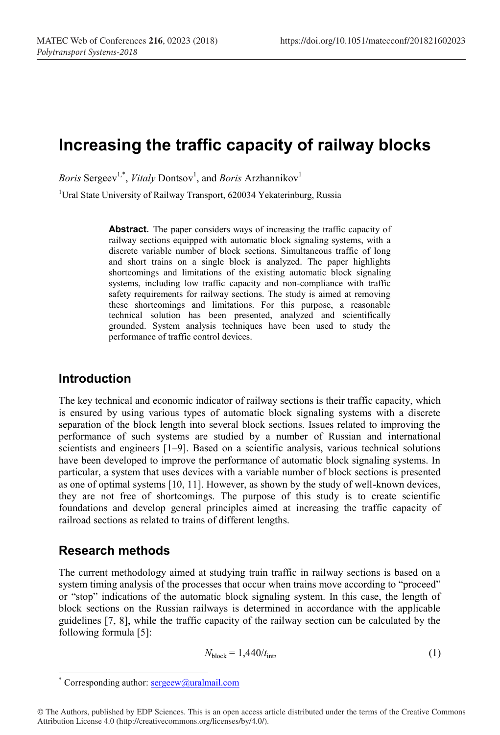# Increasing the traffic capacity of railway blocks

*Boris* Sergeev[1,*], *Vitaly* Dontsov[1], and *Boris* Arzhannikov[1]

[1]Ural State University of Railway Transport, 620034 Yekaterinburg, Russia

> **Abstract.** The paper considers ways of increasing the traffic capacity of railway sections equipped with automatic block signaling systems, with a discrete variable number of block sections. Simultaneous traffic of long and short trains on a single block is analyzed. The paper highlights shortcomings and limitations of the existing automatic block signaling systems, including low traffic capacity and non-compliance with traffic safety requirements for railway sections. The study is aimed at removing these shortcomings and limitations. For this purpose, a reasonable technical solution has been presented, analyzed and scientifically grounded. System analysis techniques have been used to study the performance of traffic control devices.

## Introduction

The key technical and economic indicator of railway sections is their traffic capacity, which is ensured by using various types of automatic block signaling systems with a discrete separation of the block length into several block sections. Issues related to improving the performance of such systems are studied by a number of Russian and international scientists and engineers [1–9]. Based on a scientific analysis, various technical solutions have been developed to improve the performance of automatic block signaling systems. In particular, a system that uses devices with a variable number of block sections is presented as one of optimal systems [10, 11]. However, as shown by the study of well-known devices, they are not free of shortcomings. The purpose of this study is to create scientific foundations and develop general principles aimed at increasing the traffic capacity of railroad sections as related to trains of different lengths.

## Research methods

The current methodology aimed at studying train traffic in railway sections is based on a system timing analysis of the processes that occur when trains move according to "proceed" or "stop" indications of the automatic block signaling system. In this case, the length of block sections on the Russian railways is determined in accordance with the applicable guidelines [7, 8], while the traffic capacity of the railway section can be calculated by the following formula [5]:

$$N_{\text{block}} = 1{,}440/t_{\text{int}}, \tag{1}$$

[*] Corresponding author: sergeew@uralmail.com

© The Authors, published by EDP Sciences. This is an open access article distributed under the terms of the Creative Commons Attribution License 4.0 (http://creativecommons.org/licenses/by/4.0/).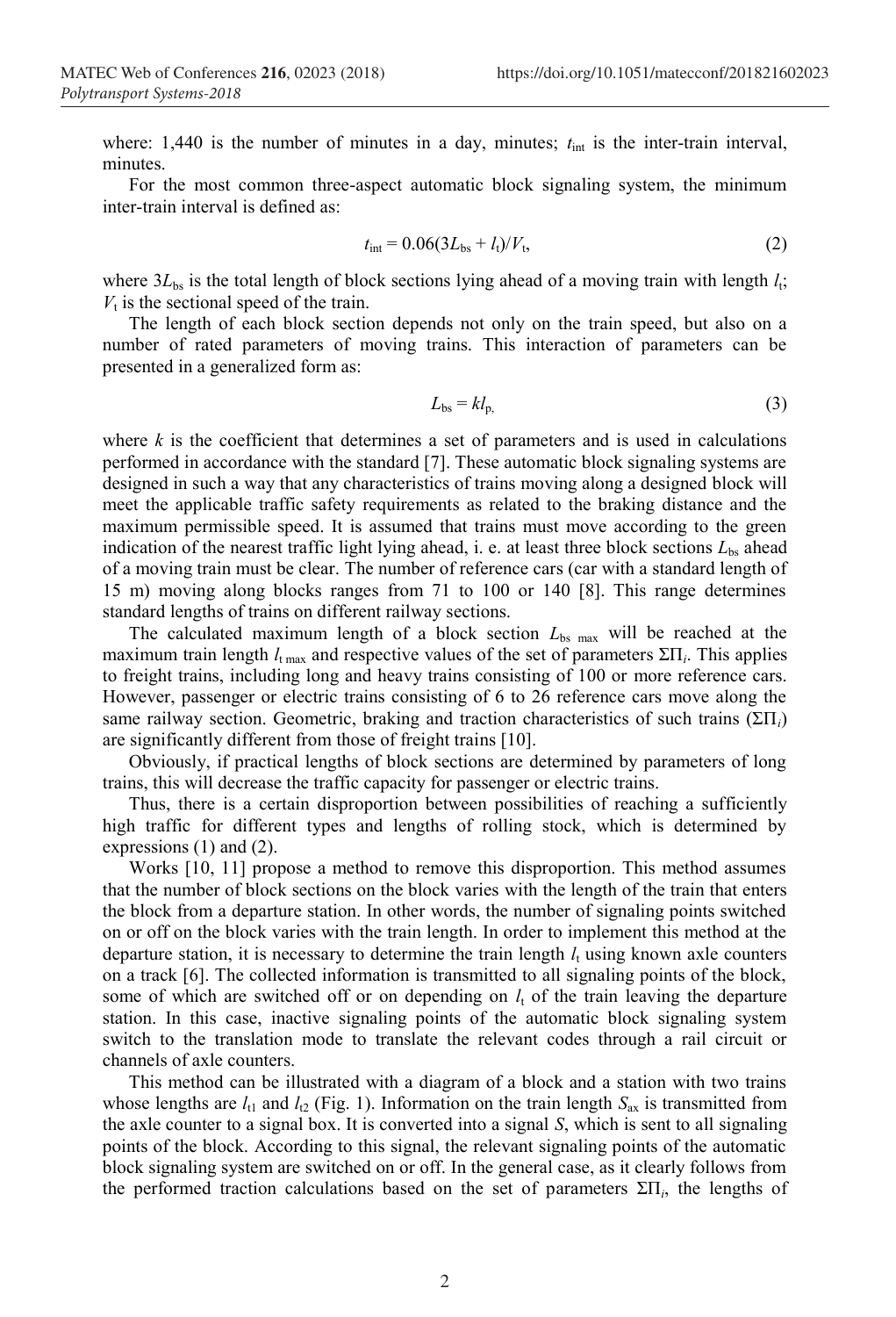where: 1,440 is the number of minutes in a day, minutes; $t_{int}$ is the inter-train interval, minutes.

For the most common three-aspect automatic block signaling system, the minimum inter-train interval is defined as:

$$t_{int} = 0.06(3L_{bs} + l_t)/V_t, \tag{2}$$

where $3L_{bs}$ is the total length of block sections lying ahead of a moving train with length $l_t$; $V_t$ is the sectional speed of the train.

The length of each block section depends not only on the train speed, but also on a number of rated parameters of moving trains. This interaction of parameters can be presented in a generalized form as:

$$L_{bs} = kl_p, \tag{3}$$

where $k$ is the coefficient that determines a set of parameters and is used in calculations performed in accordance with the standard [7]. These automatic block signaling systems are designed in such a way that any characteristics of trains moving along a designed block will meet the applicable traffic safety requirements as related to the braking distance and the maximum permissible speed. It is assumed that trains must move according to the green indication of the nearest traffic light lying ahead, i. e. at least three block sections $L_{bs}$ ahead of a moving train must be clear. The number of reference cars (car with a standard length of 15 m) moving along blocks ranges from 71 to 100 or 140 [8]. This range determines standard lengths of trains on different railway sections.

The calculated maximum length of a block section $L_{bs\ max}$ will be reached at the maximum train length $l_{t\ max}$ and respective values of the set of parameters $\Sigma\Pi_i$. This applies to freight trains, including long and heavy trains consisting of 100 or more reference cars. However, passenger or electric trains consisting of 6 to 26 reference cars move along the same railway section. Geometric, braking and traction characteristics of such trains ($\Sigma\Pi_i$) are significantly different from those of freight trains [10].

Obviously, if practical lengths of block sections are determined by parameters of long trains, this will decrease the traffic capacity for passenger or electric trains.

Thus, there is a certain disproportion between possibilities of reaching a sufficiently high traffic for different types and lengths of rolling stock, which is determined by expressions (1) and (2).

Works [10, 11] propose a method to remove this disproportion. This method assumes that the number of block sections on the block varies with the length of the train that enters the block from a departure station. In other words, the number of signaling points switched on or off on the block varies with the train length. In order to implement this method at the departure station, it is necessary to determine the train length $l_t$ using known axle counters on a track [6]. The collected information is transmitted to all signaling points of the block, some of which are switched off or on depending on $l_t$ of the train leaving the departure station. In this case, inactive signaling points of the automatic block signaling system switch to the translation mode to translate the relevant codes through a rail circuit or channels of axle counters.

This method can be illustrated with a diagram of a block and a station with two trains whose lengths are $l_{t1}$ and $l_{t2}$ (Fig. 1). Information on the train length $S_{ax}$ is transmitted from the axle counter to a signal box. It is converted into a signal $S$, which is sent to all signaling points of the block. According to this signal, the relevant signaling points of the automatic block signaling system are switched on or off. In the general case, as it clearly follows from the performed traction calculations based on the set of parameters $\Sigma\Pi_i$, the lengths of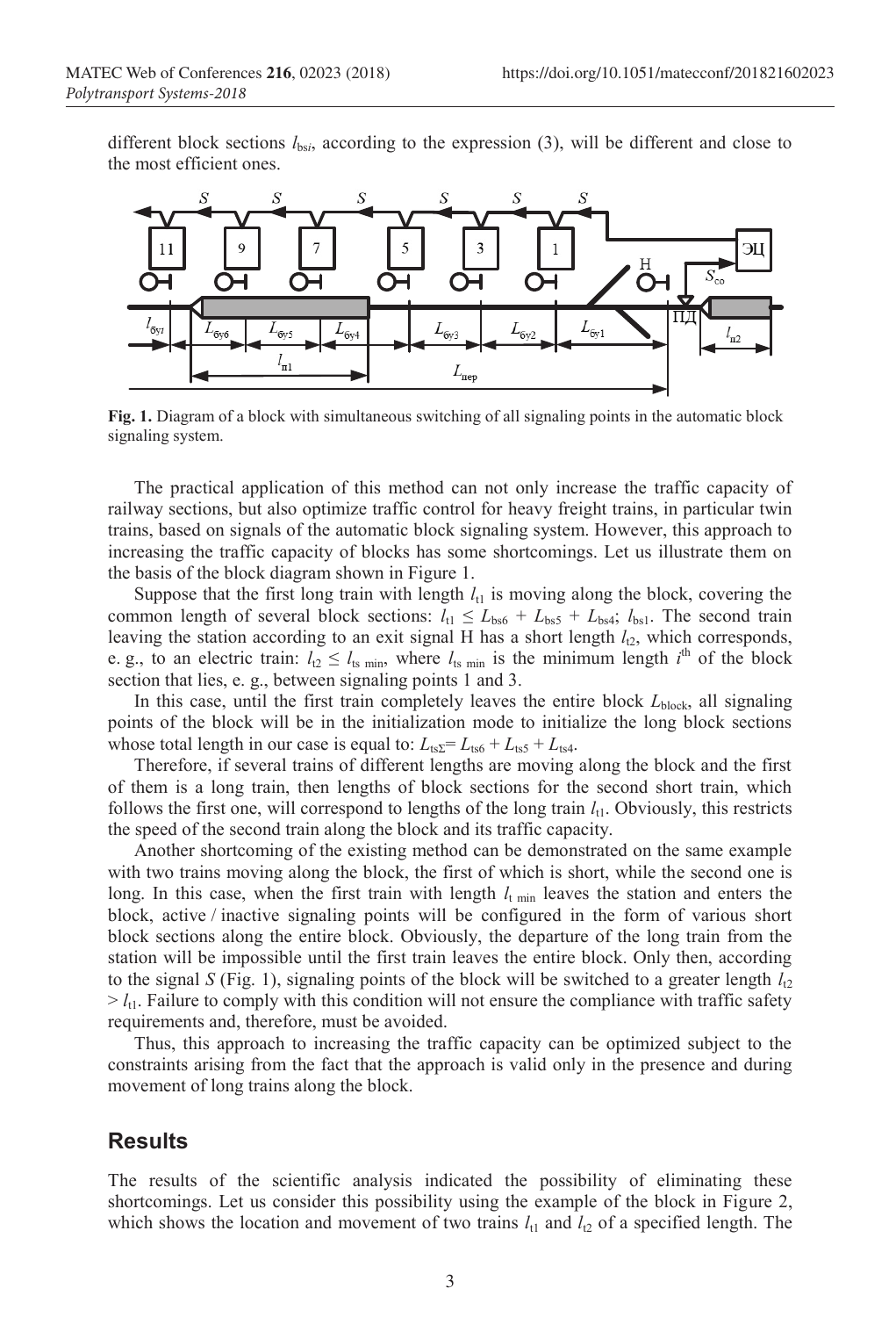different block sections $l_{bsi}$, according to the expression (3), will be different and close to the most efficient ones.

**Fig. 1.** Diagram of a block with simultaneous switching of all signaling points in the automatic block signaling system.

The practical application of this method can not only increase the traffic capacity of railway sections, but also optimize traffic control for heavy freight trains, in particular twin trains, based on signals of the automatic block signaling system. However, this approach to increasing the traffic capacity of blocks has some shortcomings. Let us illustrate them on the basis of the block diagram shown in Figure 1.

Suppose that the first long train with length $l_{t1}$ is moving along the block, covering the common length of several block sections: $l_{t1} \leq L_{bs6} + L_{bs5} + L_{bs4}$; $l_{bs1}$. The second train leaving the station according to an exit signal H has a short length $l_{t2}$, which corresponds, e. g., to an electric train: $l_{t2} \leq l_{ts\ min}$, where $l_{ts\ min}$ is the minimum length $i^{th}$ of the block section that lies, e. g., between signaling points 1 and 3.

In this case, until the first train completely leaves the entire block $L_{block}$, all signaling points of the block will be in the initialization mode to initialize the long block sections whose total length in our case is equal to: $L_{ts\Sigma} = L_{ts6} + L_{ts5} + L_{ts4}$.

Therefore, if several trains of different lengths are moving along the block and the first of them is a long train, then lengths of block sections for the second short train, which follows the first one, will correspond to lengths of the long train $l_{t1}$. Obviously, this restricts the speed of the second train along the block and its traffic capacity.

Another shortcoming of the existing method can be demonstrated on the same example with two trains moving along the block, the first of which is short, while the second one is long. In this case, when the first train with length $l_{t\ min}$ leaves the station and enters the block, active / inactive signaling points will be configured in the form of various short block sections along the entire block. Obviously, the departure of the long train from the station will be impossible until the first train leaves the entire block. Only then, according to the signal $S$ (Fig. 1), signaling points of the block will be switched to a greater length $l_{t2} > l_{t1}$. Failure to comply with this condition will not ensure the compliance with traffic safety requirements and, therefore, must be avoided.

Thus, this approach to increasing the traffic capacity can be optimized subject to the constraints arising from the fact that the approach is valid only in the presence and during movement of long trains along the block.

## Results

The results of the scientific analysis indicated the possibility of eliminating these shortcomings. Let us consider this possibility using the example of the block in Figure 2, which shows the location and movement of two trains $l_{t1}$ and $l_{t2}$ of a specified length. The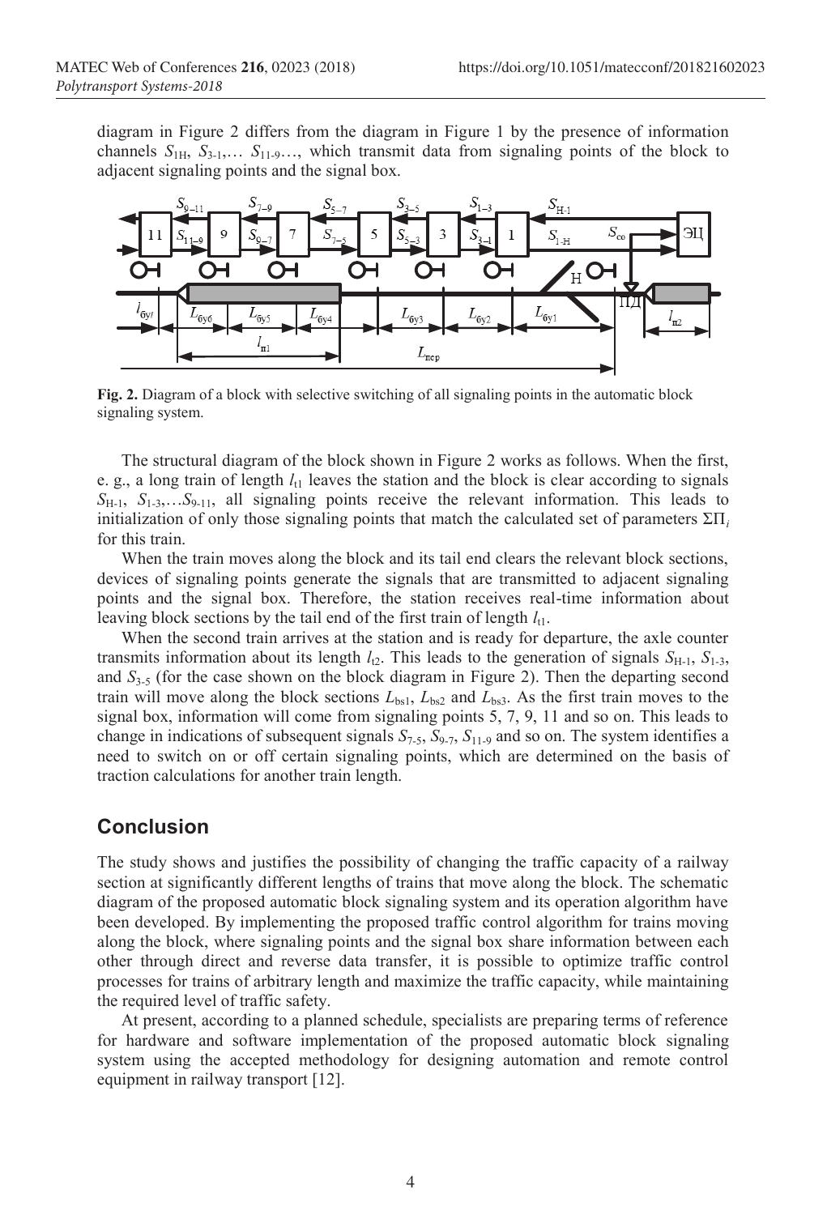diagram in Figure 2 differs from the diagram in Figure 1 by the presence of information channels $S_{1H}$, $S_{3-1}$,… $S_{11-9}$…, which transmit data from signaling points of the block to adjacent signaling points and the signal box.

**Fig. 2.** Diagram of a block with selective switching of all signaling points in the automatic block signaling system.

The structural diagram of the block shown in Figure 2 works as follows. When the first, e. g., a long train of length $l_{t1}$ leaves the station and the block is clear according to signals $S_{H-1}$, $S_{1-3}$,…$S_{9-11}$, all signaling points receive the relevant information. This leads to initialization of only those signaling points that match the calculated set of parameters $\Sigma\Pi_i$ for this train.

When the train moves along the block and its tail end clears the relevant block sections, devices of signaling points generate the signals that are transmitted to adjacent signaling points and the signal box. Therefore, the station receives real-time information about leaving block sections by the tail end of the first train of length $l_{t1}$.

When the second train arrives at the station and is ready for departure, the axle counter transmits information about its length $l_{t2}$. This leads to the generation of signals $S_{H-1}$, $S_{1-3}$, and $S_{3-5}$ (for the case shown on the block diagram in Figure 2). Then the departing second train will move along the block sections $L_{bs1}$, $L_{bs2}$ and $L_{bs3}$. As the first train moves to the signal box, information will come from signaling points 5, 7, 9, 11 and so on. This leads to change in indications of subsequent signals $S_{7-5}$, $S_{9-7}$, $S_{11-9}$ and so on. The system identifies a need to switch on or off certain signaling points, which are determined on the basis of traction calculations for another train length.

## Conclusion

The study shows and justifies the possibility of changing the traffic capacity of a railway section at significantly different lengths of trains that move along the block. The schematic diagram of the proposed automatic block signaling system and its operation algorithm have been developed. By implementing the proposed traffic control algorithm for trains moving along the block, where signaling points and the signal box share information between each other through direct and reverse data transfer, it is possible to optimize traffic control processes for trains of arbitrary length and maximize the traffic capacity, while maintaining the required level of traffic safety.

At present, according to a planned schedule, specialists are preparing terms of reference for hardware and software implementation of the proposed automatic block signaling system using the accepted methodology for designing automation and remote control equipment in railway transport [12].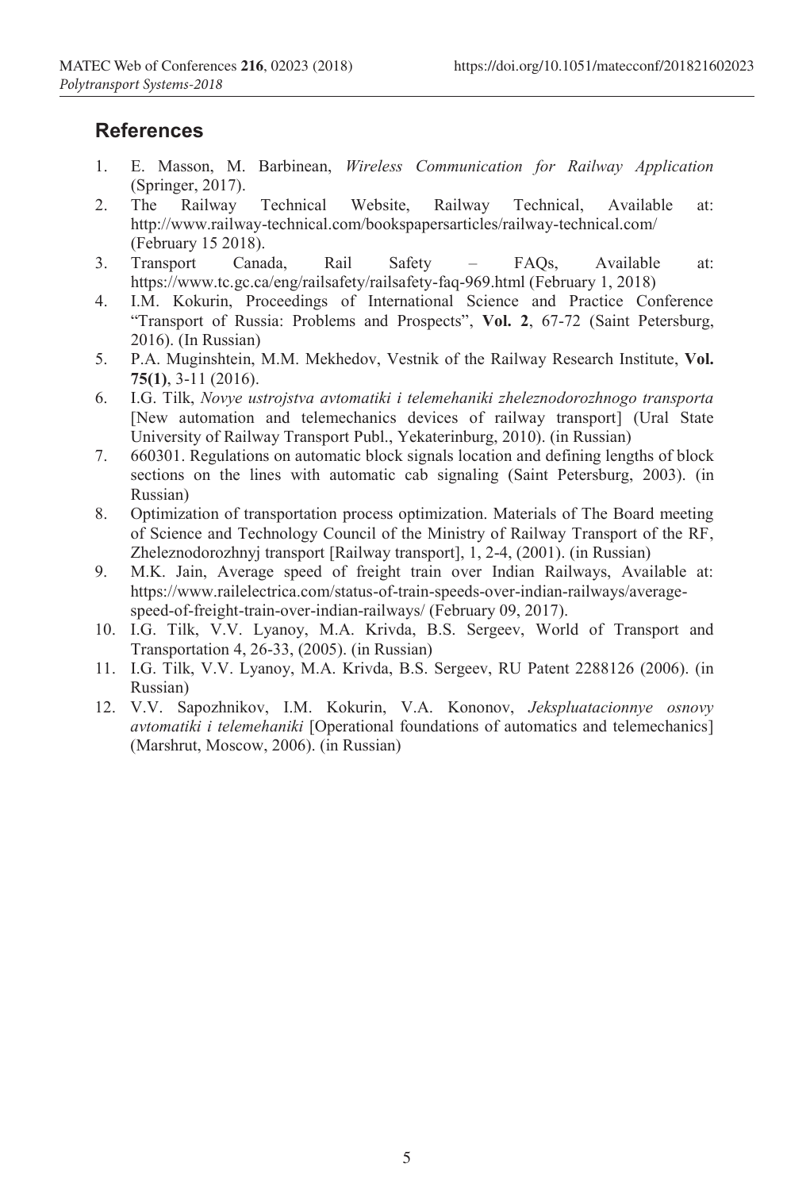## References

1. E. Masson, M. Barbinean, *Wireless Communication for Railway Application* (Springer, 2017).
2. The Railway Technical Website, Railway Technical, Available at: http://www.railway-technical.com/bookspapersarticles/railway-technical.com/ (February 15 2018).
3. Transport Canada, Rail Safety – FAQs, Available at: https://www.tc.gc.ca/eng/railsafety/railsafety-faq-969.html (February 1, 2018)
4. I.M. Kokurin, Proceedings of International Science and Practice Conference "Transport of Russia: Problems and Prospects", **Vol. 2**, 67-72 (Saint Petersburg, 2016). (In Russian)
5. P.A. Muginshtein, M.M. Mekhedov, Vestnik of the Railway Research Institute, **Vol. 75(1)**, 3-11 (2016).
6. I.G. Tilk, *Novye ustrojstva avtomatiki i telemehaniki zheleznodorozhnogo transporta* [New automation and telemechanics devices of railway transport] (Ural State University of Railway Transport Publ., Yekaterinburg, 2010). (in Russian)
7. 660301. Regulations on automatic block signals location and defining lengths of block sections on the lines with automatic cab signaling (Saint Petersburg, 2003). (in Russian)
8. Optimization of transportation process optimization. Materials of The Board meeting of Science and Technology Council of the Ministry of Railway Transport of the RF, Zheleznodorozhnyj transport [Railway transport], 1, 2-4, (2001). (in Russian)
9. M.K. Jain, Average speed of freight train over Indian Railways, Available at: https://www.railelectrica.com/status-of-train-speeds-over-indian-railways/average-speed-of-freight-train-over-indian-railways/ (February 09, 2017).
10. I.G. Tilk, V.V. Lyanoy, M.A. Krivda, B.S. Sergeev, World of Transport and Transportation 4, 26-33, (2005). (in Russian)
11. I.G. Tilk, V.V. Lyanoy, M.A. Krivda, B.S. Sergeev, RU Patent 2288126 (2006). (in Russian)
12. V.V. Sapozhnikov, I.M. Kokurin, V.A. Kononov, *Jekspluatacionnye osnovy avtomatiki i telemehaniki* [Operational foundations of automatics and telemechanics] (Marshrut, Moscow, 2006). (in Russian)